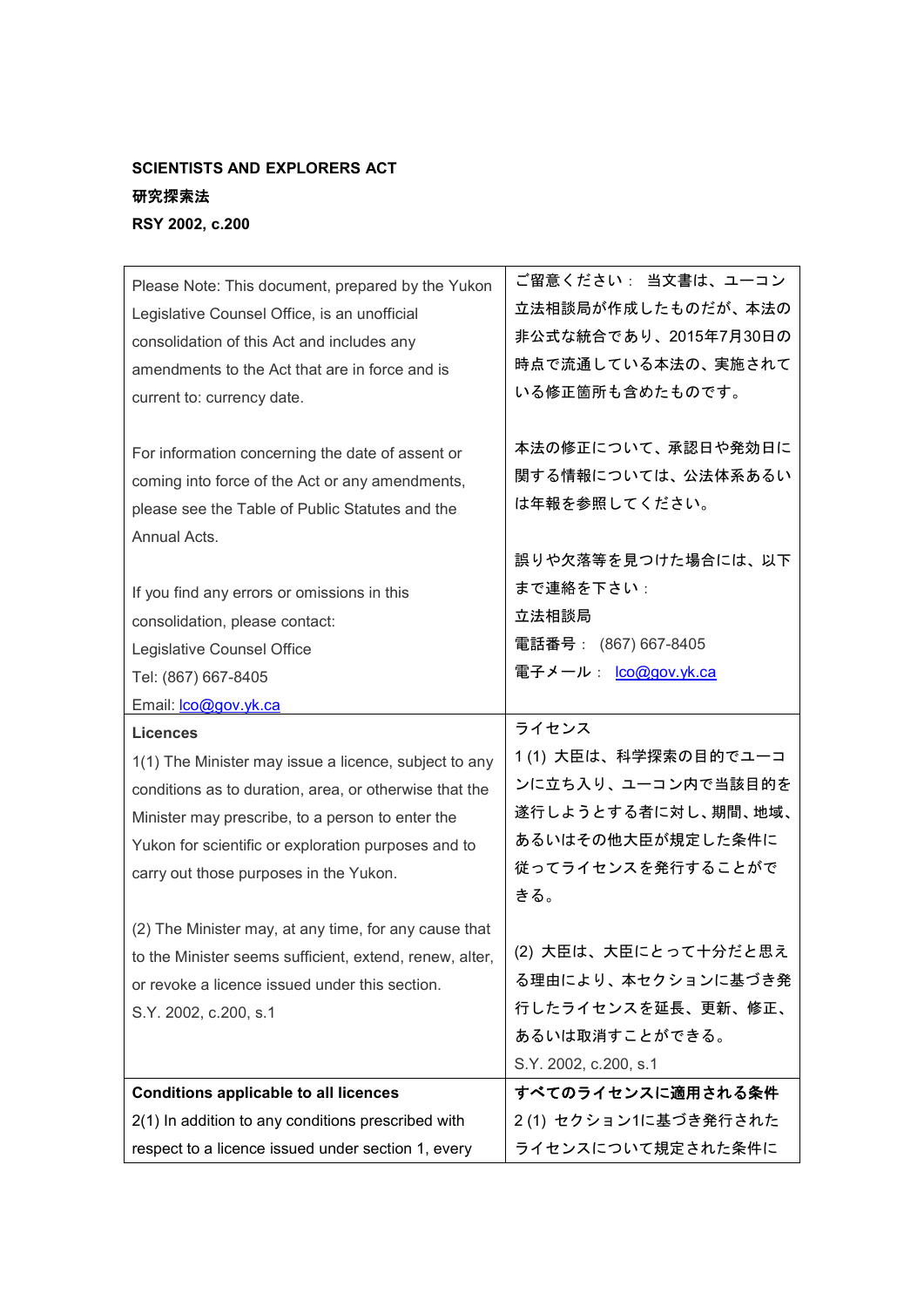**SCIENTISTS AND EXPLORERS ACT**

**研究探索法**

**RSY 2002, c.200**

| | |
|---|---|
| Please Note: This document, prepared by the Yukon Legislative Counsel Office, is an unofficial consolidation of this Act and includes any amendments to the Act that are in force and is current to: currency date.<br><br>For information concerning the date of assent or coming into force of the Act or any amendments, please see the Table of Public Statutes and the Annual Acts.<br><br>If you find any errors or omissions in this consolidation, please contact:<br>Legislative Counsel Office<br>Tel: (867) 667-8405<br>Email: lco@gov.yk.ca | ご留意ください： 当文書は、ユーコン立法相談局が作成したものだが、本法の非公式な統合であり、2015年7月30日の時点で流通している本法の、実施されている修正箇所も含めたものです。<br><br>本法の修正について、承認日や発効日に関する情報については、公法体系あるいは年報を参照してください。<br><br>誤りや欠落等を見つけた場合には、以下まで連絡を下さい：<br>立法相談局<br>電話番号： (867) 667-8405<br>電子メール： lco@gov.yk.ca |
| **Licences**<br>1(1) The Minister may issue a licence, subject to any conditions as to duration, area, or otherwise that the Minister may prescribe, to a person to enter the Yukon for scientific or exploration purposes and to carry out those purposes in the Yukon.<br><br>(2) The Minister may, at any time, for any cause that to the Minister seems sufficient, extend, renew, alter, or revoke a licence issued under this section.<br>S.Y. 2002, c.200, s.1 | ライセンス<br>1 (1) 大臣は、科学探索の目的でユーコンに立ち入り、ユーコン内で当該目的を遂行しようとする者に対し、期間、地域、あるいはその他大臣が規定した条件に従ってライセンスを発行することができる。<br><br>(2) 大臣は、大臣にとって十分だと思える理由により、本セクションに基づき発行したライセンスを延長、更新、修正、あるいは取消すことができる。<br>S.Y. 2002, c.200, s.1 |
| **Conditions applicable to all licences**<br>2(1) In addition to any conditions prescribed with respect to a licence issued under section 1, every | **すべてのライセンスに適用される条件**<br>2 (1) セクション1に基づき発行されたライセンスについて規定された条件に |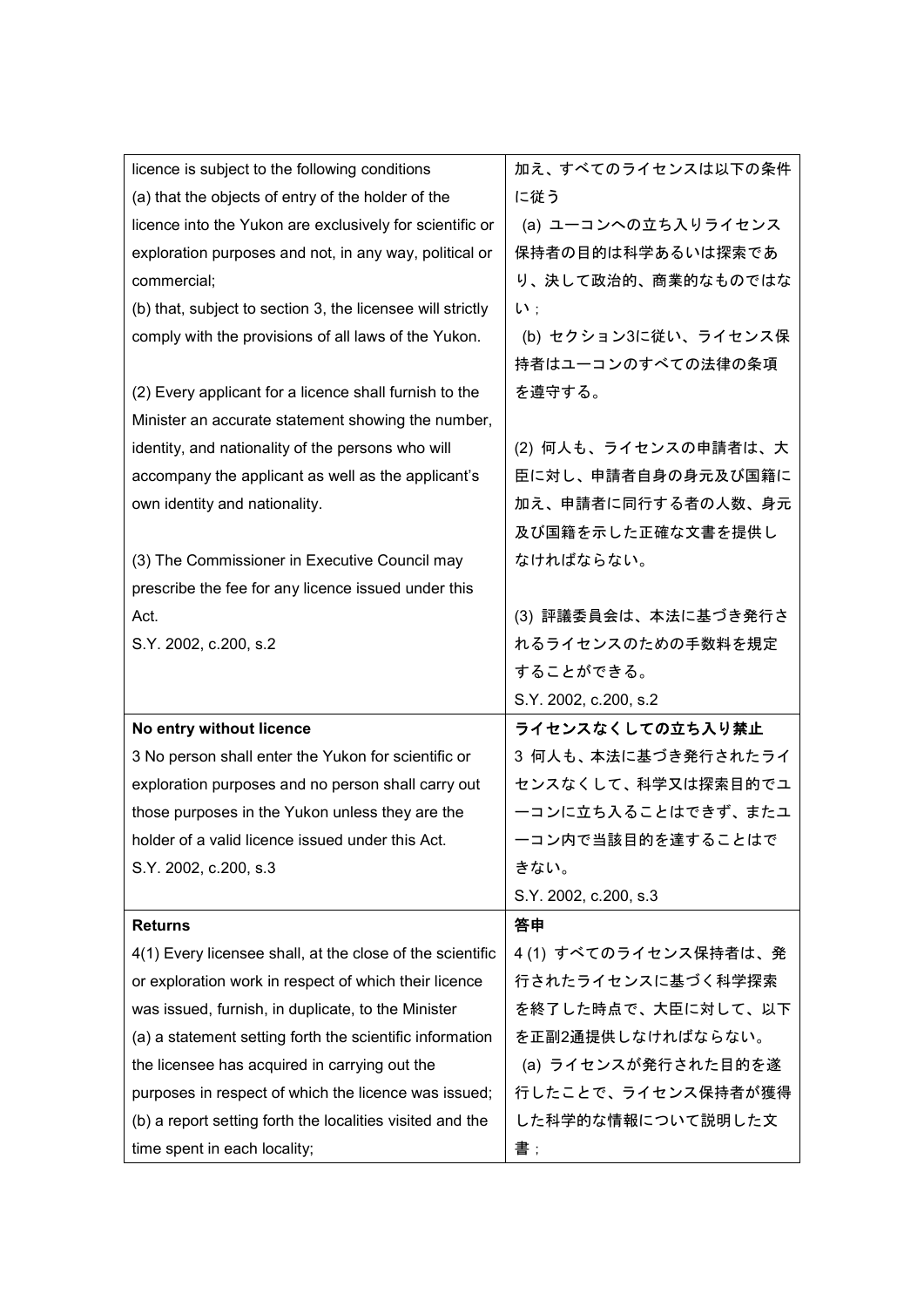| | |
|---|---|
| licence is subject to the following conditions<br>(a) that the objects of entry of the holder of the licence into the Yukon are exclusively for scientific or exploration purposes and not, in any way, political or commercial;<br>(b) that, subject to section 3, the licensee will strictly comply with the provisions of all laws of the Yukon.<br><br>(2) Every applicant for a licence shall furnish to the Minister an accurate statement showing the number, identity, and nationality of the persons who will accompany the applicant as well as the applicant's own identity and nationality.<br><br>(3) The Commissioner in Executive Council may prescribe the fee for any licence issued under this Act.<br>S.Y. 2002, c.200, s.2 | 加え、すべてのライセンスは以下の条件に従う<br>(a) ユーコンへの立ち入りライセンス保持者の目的は科学あるいは探索であり、決して政治的、商業的なものではない；<br>(b) セクション3に従い、ライセンス保持者はユーコンのすべての法律の条項を遵守する。<br><br>(2) 何人も、ライセンスの申請者は、大臣に対し、申請者自身の身元及び国籍に加え、申請者に同行する者の人数、身元及び国籍を示した正確な文書を提供しなければならない。<br><br>(3) 評議委員会は、本法に基づき発行されるライセンスのための手数料を規定することができる。<br>S.Y. 2002, c.200, s.2 |
| **No entry without licence**<br>3 No person shall enter the Yukon for scientific or exploration purposes and no person shall carry out those purposes in the Yukon unless they are the holder of a valid licence issued under this Act.<br>S.Y. 2002, c.200, s.3 | **ライセンスなくしての立ち入り禁止**<br>3 何人も、本法に基づき発行されたライセンスなくして、科学又は探索目的でユーコンに立ち入ることはできず、またユーコン内で当該目的を達することはできない。<br>S.Y. 2002, c.200, s.3 |
| **Returns**<br>4(1) Every licensee shall, at the close of the scientific or exploration work in respect of which their licence was issued, furnish, in duplicate, to the Minister<br>(a) a statement setting forth the scientific information the licensee has acquired in carrying out the purposes in respect of which the licence was issued;<br>(b) a report setting forth the localities visited and the time spent in each locality; | **答申**<br>4 (1) すべてのライセンス保持者は、発行されたライセンスに基づく科学探索を終了した時点で、大臣に対して、以下を正副2通提供しなければならない。<br>(a) ライセンスが発行された目的を遂行したことで、ライセンス保持者が獲得した科学的な情報について説明した文書； |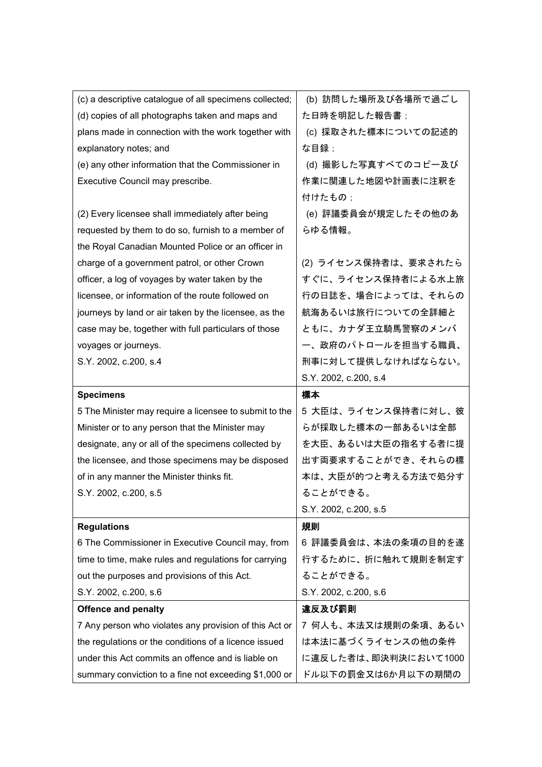| | |
|---|---|
| (c) a descriptive catalogue of all specimens collected;<br>(d) copies of all photographs taken and maps and plans made in connection with the work together with explanatory notes; and<br>(e) any other information that the Commissioner in Executive Council may prescribe.<br><br>(2) Every licensee shall immediately after being requested by them to do so, furnish to a member of the Royal Canadian Mounted Police or an officer in charge of a government patrol, or other Crown officer, a log of voyages by water taken by the licensee, or information of the route followed on journeys by land or air taken by the licensee, as the case may be, together with full particulars of those voyages or journeys.<br>S.Y. 2002, c.200, s.4 | (b) 訪問した場所及び各場所で過ごした日時を明記した報告書；<br>(c) 採取された標本についての記述的な目録；<br>(d) 撮影した写真すべてのコピー及び作業に関連した地図や計画表に注釈を付けたもの；<br>(e) 評議委員会が規定したその他のあらゆる情報。<br><br>(2) ライセンス保持者は、要求されたらすぐに、ライセンス保持者による水上旅行の日誌を、場合によっては、それらの航海あるいは旅行についての全詳細とともに、カナダ王立騎馬警察のメンバー、政府のパトロールを担当する職員、刑事に対して提供しなければならない。<br>S.Y. 2002, c.200, s.4 |
| **Specimens**<br>5 The Minister may require a licensee to submit to the Minister or to any person that the Minister may designate, any or all of the specimens collected by the licensee, and those specimens may be disposed of in any manner the Minister thinks fit.<br>S.Y. 2002, c.200, s.5 | **標本**<br>5 大臣は、ライセンス保持者に対し、彼らが採取した標本の一部あるいは全部を大臣、あるいは大臣の指名する者に提出す両要求することができ、それらの標本は、大臣が的つと考える方法で処分することができる。<br>S.Y. 2002, c.200, s.5 |
| **Regulations**<br>6 The Commissioner in Executive Council may, from time to time, make rules and regulations for carrying out the purposes and provisions of this Act.<br>S.Y. 2002, c.200, s.6 | **規則**<br>6 評議委員会は、本法の条項の目的を遂行するために、折に触れて規則を制定することができる。<br>S.Y. 2002, c.200, s.6 |
| **Offence and penalty**<br>7 Any person who violates any provision of this Act or the regulations or the conditions of a licence issued under this Act commits an offence and is liable on summary conviction to a fine not exceeding $1,000 or | **違反及び罰則**<br>7 何人も、本法又は規則の条項、あるいは本法に基づくライセンスの他の条件に違反した者は、即決判決において1000ドル以下の罰金又は6か月以下の期間の |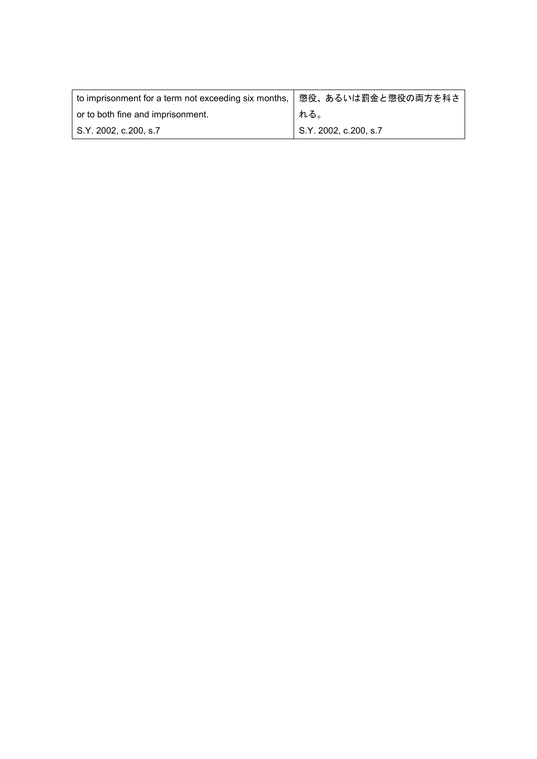| | |
|---|---|
| to imprisonment for a term not exceeding six months, or to both fine and imprisonment. | 懲役、あるいは罰金と懲役の両方を科される。 |
| S.Y. 2002, c.200, s.7 | S.Y. 2002, c.200, s.7 |